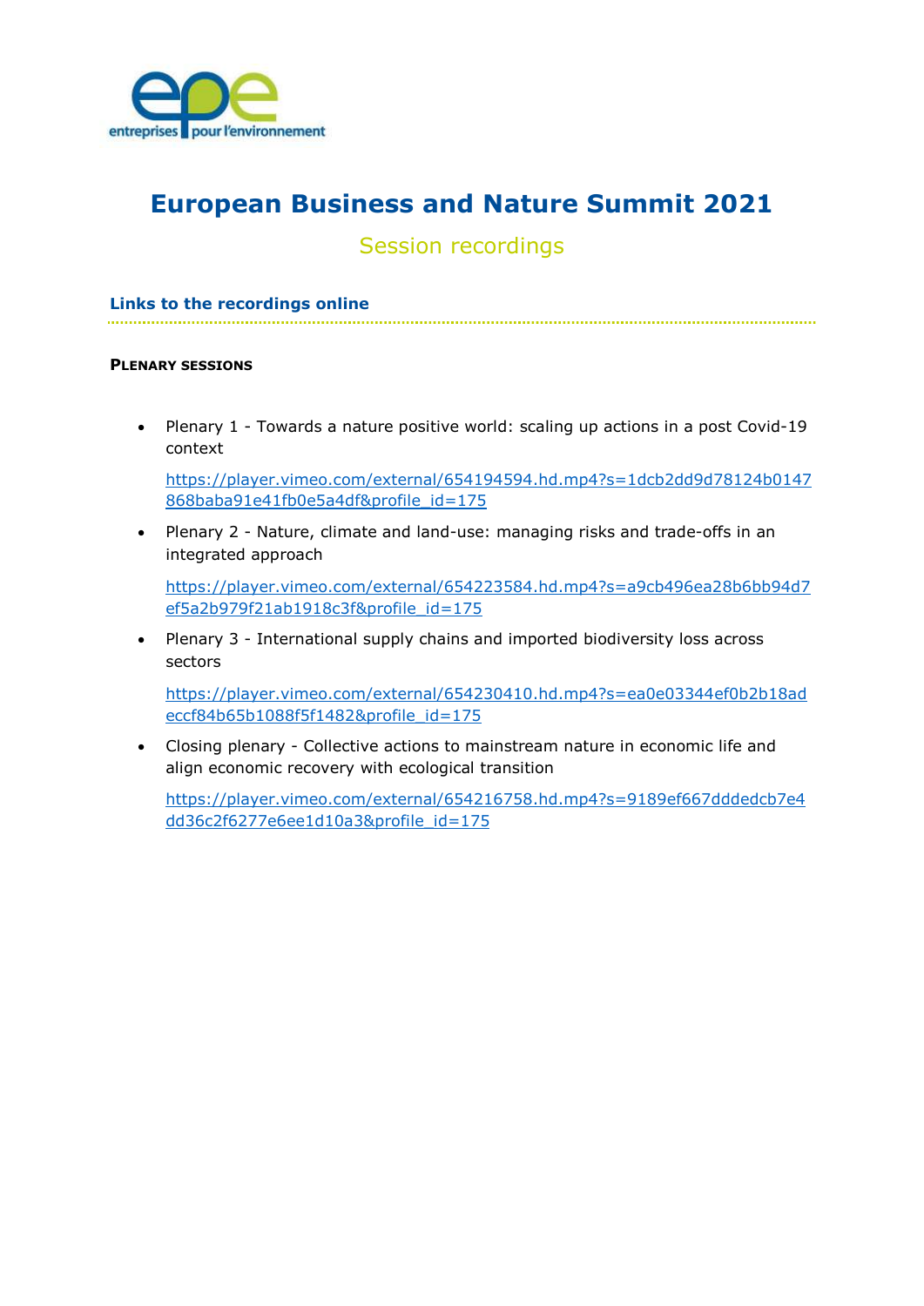# European Business and Nature Summit 2021

## Session recordings

### Links to the recordings online

**PLENARY SESSIONS**

- Plenary 1 - Towards a nature positive world: scaling up actions in a post Covid-19 context

  https://player.vimeo.com/external/654194594.hd.mp4?s=1dcb2dd9d78124b0147868baba91e41fb0e5a4df&profile_id=175

- Plenary 2 - Nature, climate and land-use: managing risks and trade-offs in an integrated approach

  https://player.vimeo.com/external/654223584.hd.mp4?s=a9cb496ea28b6bb94d7ef5a2b979f21ab1918c3f&profile_id=175

- Plenary 3 - International supply chains and imported biodiversity loss across sectors

  https://player.vimeo.com/external/654230410.hd.mp4?s=ea0e03344ef0b2b18adeccf84b65b1088f5f1482&profile_id=175

- Closing plenary - Collective actions to mainstream nature in economic life and align economic recovery with ecological transition

  https://player.vimeo.com/external/654216758.hd.mp4?s=9189ef667dddedcb7e4dd36c2f6277e6ee1d10a3&profile_id=175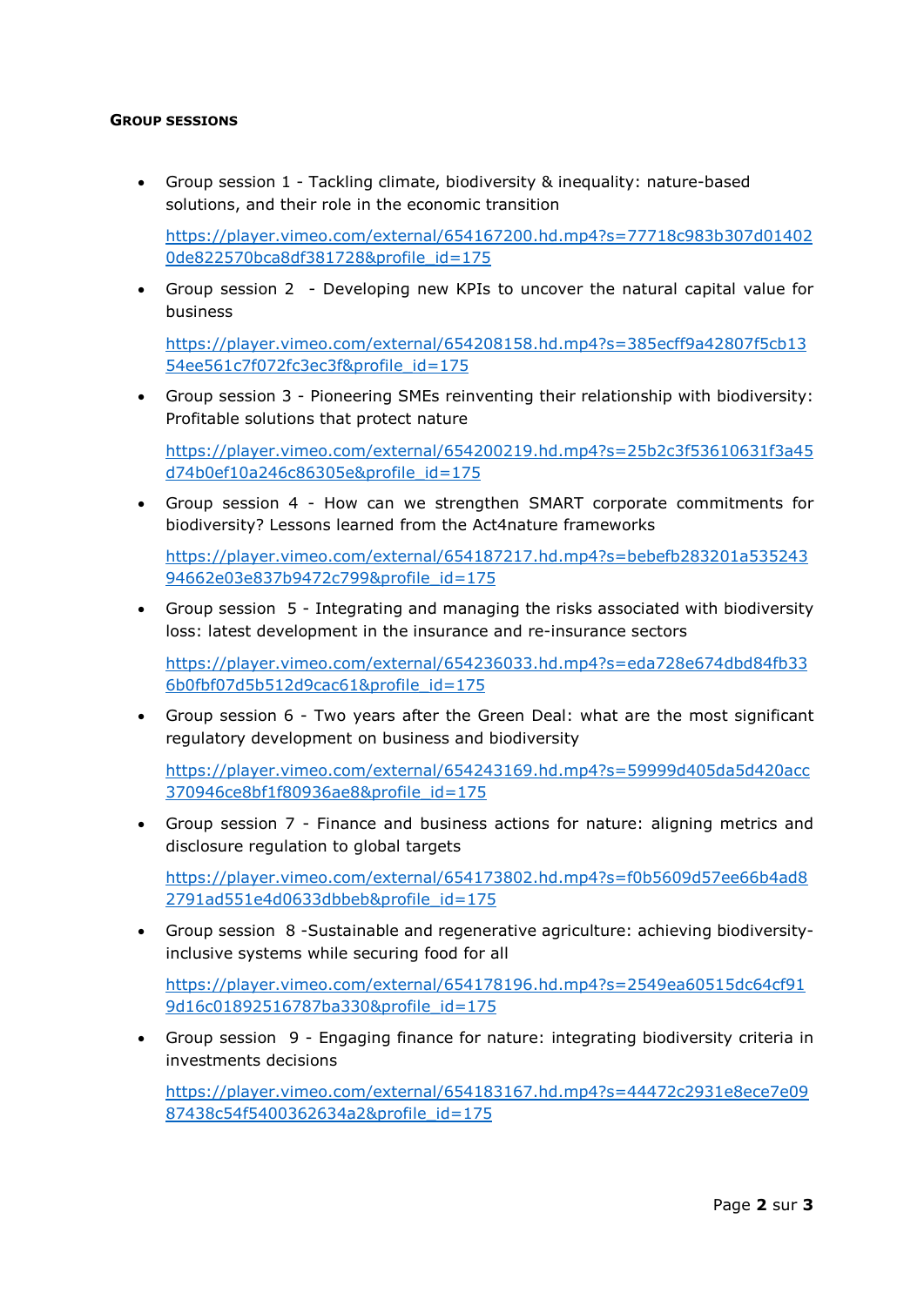**GROUP SESSIONS**

- Group session 1 - Tackling climate, biodiversity & inequality: nature-based solutions, and their role in the economic transition

  https://player.vimeo.com/external/654167200.hd.mp4?s=77718c983b307d014020de822570bca8df381728&profile_id=175

- Group session 2 - Developing new KPIs to uncover the natural capital value for business

  https://player.vimeo.com/external/654208158.hd.mp4?s=385ecff9a42807f5cb1354ee561c7f072fc3ec3f&profile_id=175

- Group session 3 - Pioneering SMEs reinventing their relationship with biodiversity: Profitable solutions that protect nature

  https://player.vimeo.com/external/654200219.hd.mp4?s=25b2c3f53610631f3a45d74b0ef10a246c86305e&profile_id=175

- Group session 4 - How can we strengthen SMART corporate commitments for biodiversity? Lessons learned from the Act4nature frameworks

  https://player.vimeo.com/external/654187217.hd.mp4?s=bebefb283201a53524394662e03e837b9472c799&profile_id=175

- Group session 5 - Integrating and managing the risks associated with biodiversity loss: latest development in the insurance and re-insurance sectors

  https://player.vimeo.com/external/654236033.hd.mp4?s=eda728e674dbd84fb336b0fbf07d5b512d9cac61&profile_id=175

- Group session 6 - Two years after the Green Deal: what are the most significant regulatory development on business and biodiversity

  https://player.vimeo.com/external/654243169.hd.mp4?s=59999d405da5d420acc370946ce8bf1f80936ae8&profile_id=175

- Group session 7 - Finance and business actions for nature: aligning metrics and disclosure regulation to global targets

  https://player.vimeo.com/external/654173802.hd.mp4?s=f0b5609d57ee66b4ad82791ad551e4d0633dbbeb&profile_id=175

- Group session 8 -Sustainable and regenerative agriculture: achieving biodiversity-inclusive systems while securing food for all

  https://player.vimeo.com/external/654178196.hd.mp4?s=2549ea60515dc64cf919d16c01892516787ba330&profile_id=175

- Group session 9 - Engaging finance for nature: integrating biodiversity criteria in investments decisions

  https://player.vimeo.com/external/654183167.hd.mp4?s=44472c2931e8ece7e0987438c54f5400362634a2&profile_id=175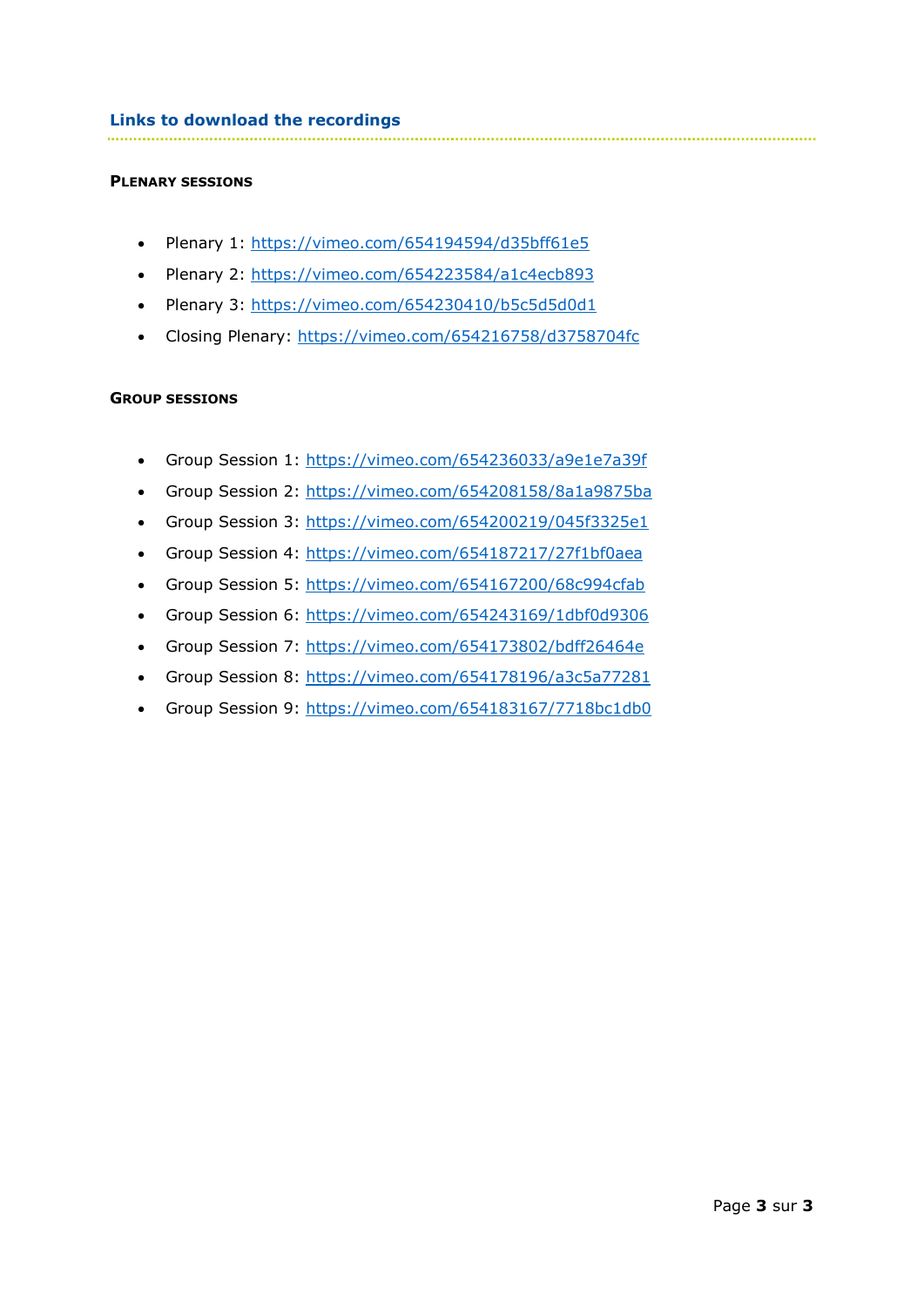## Links to download the recordings

### Plenary sessions

- Plenary 1: https://vimeo.com/654194594/d35bff61e5
- Plenary 2: https://vimeo.com/654223584/a1c4ecb893
- Plenary 3: https://vimeo.com/654230410/b5c5d5d0d1
- Closing Plenary: https://vimeo.com/654216758/d3758704fc

### Group sessions

- Group Session 1: https://vimeo.com/654236033/a9e1e7a39f
- Group Session 2: https://vimeo.com/654208158/8a1a9875ba
- Group Session 3: https://vimeo.com/654200219/045f3325e1
- Group Session 4: https://vimeo.com/654187217/27f1bf0aea
- Group Session 5: https://vimeo.com/654167200/68c994cfab
- Group Session 6: https://vimeo.com/654243169/1dbf0d9306
- Group Session 7: https://vimeo.com/654173802/bdff26464e
- Group Session 8: https://vimeo.com/654178196/a3c5a77281
- Group Session 9: https://vimeo.com/654183167/7718bc1db0